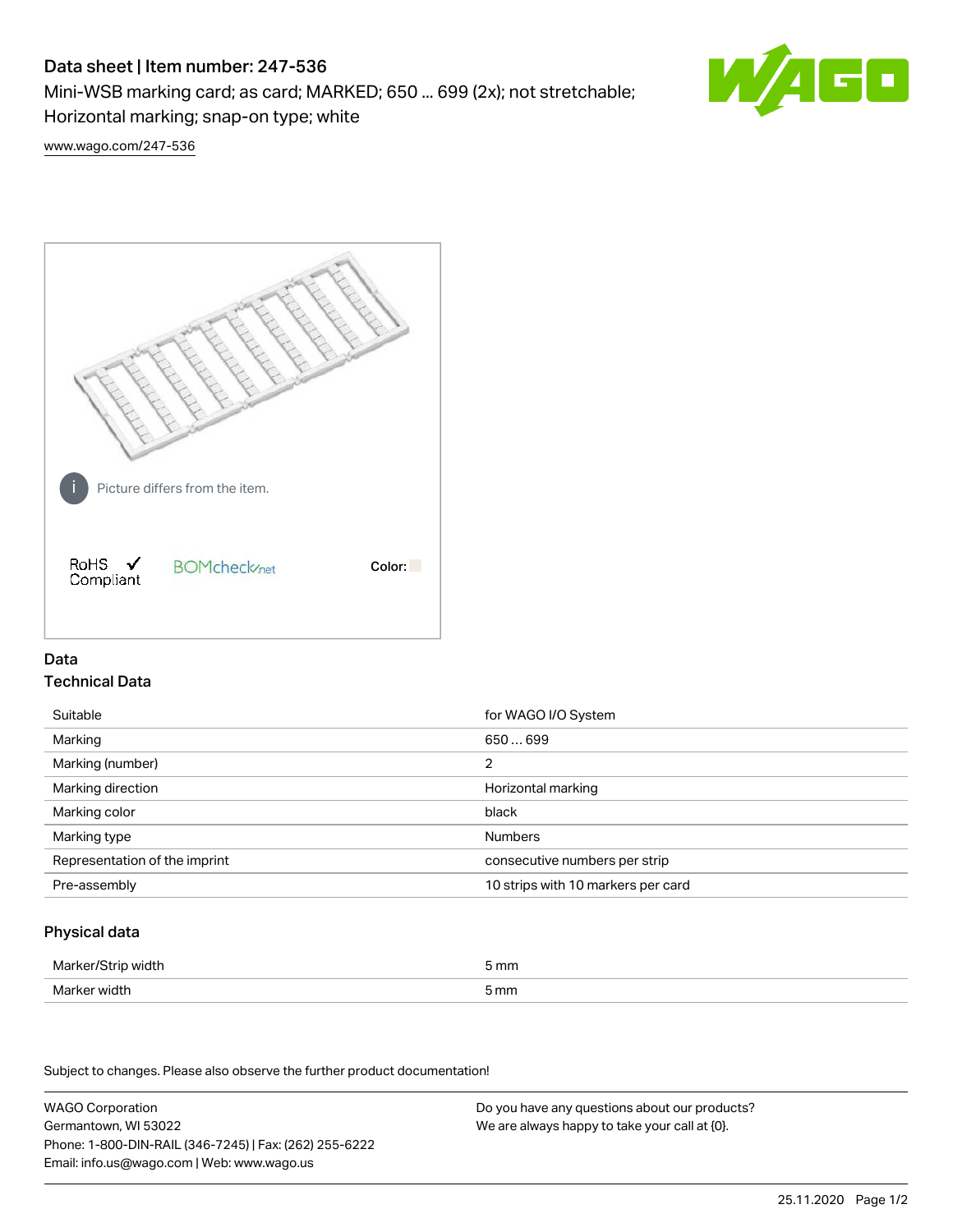# Data sheet | Item number: 247-536

Mini-WSB marking card; as card; MARKED; 650 ... 699 (2x); not stretchable; Horizontal marking; snap-on type; white

www.wago.com/247-536

Picture differs from the item.

RoHS ✓ Compliant

BOMcheck.net

Color:

## Data

### Technical Data

| | |
|---|---|
| Suitable | for WAGO I/O System |
| Marking | 650 … 699 |
| Marking (number) | 2 |
| Marking direction | Horizontal marking |
| Marking color | black |
| Marking type | Numbers |
| Representation of the imprint | consecutive numbers per strip |
| Pre-assembly | 10 strips with 10 markers per card |

### Physical data

| | |
|---|---|
| Marker/Strip width | 5 mm |
| Marker width | 5 mm |

Subject to changes. Please also observe the further product documentation!

WAGO Corporation
Germantown, WI 53022
Phone: 1-800-DIN-RAIL (346-7245) | Fax: (262) 255-6222
Email: info.us@wago.com | Web: www.wago.us

Do you have any questions about our products?
We are always happy to take your call at {0}.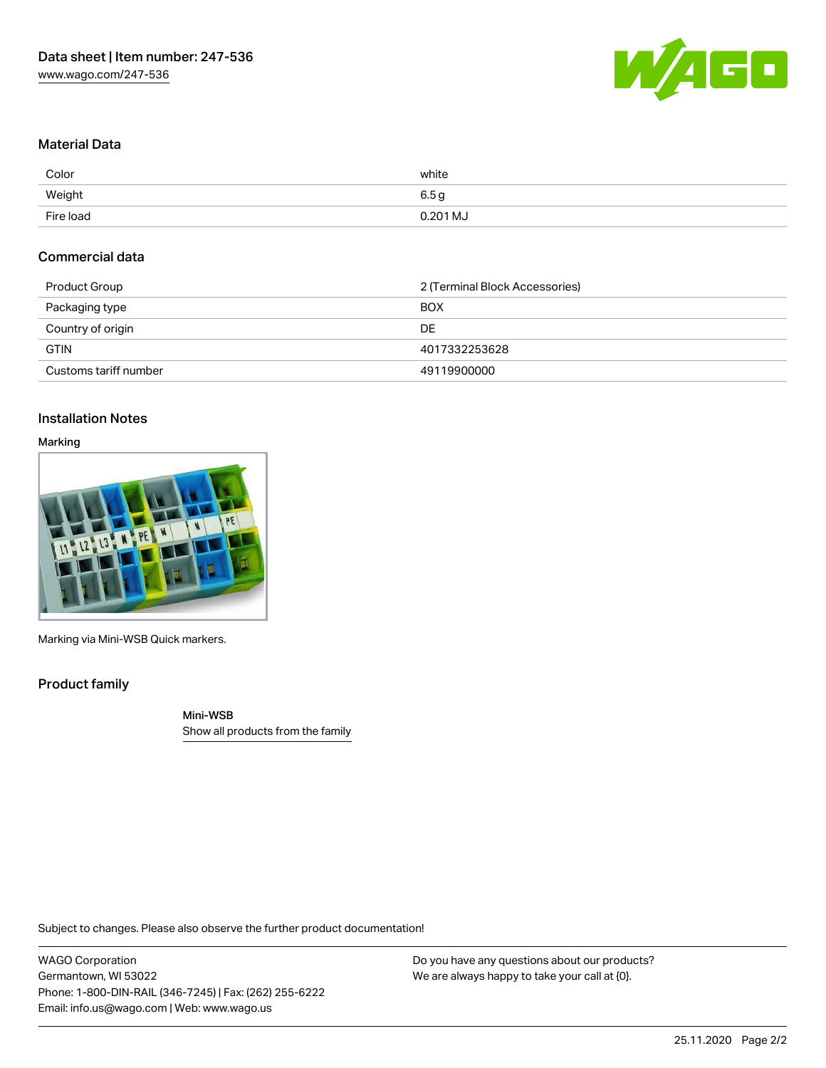Data sheet | Item number: 247-536
www.wago.com/247-536

## Material Data

| | |
|---|---|
| Color | white |
| Weight | 6.5 g |
| Fire load | 0.201 MJ |

## Commercial data

| | |
|---|---|
| Product Group | 2 (Terminal Block Accessories) |
| Packaging type | BOX |
| Country of origin | DE |
| GTIN | 4017332253628 |
| Customs tariff number | 49119900000 |

## Installation Notes

### Marking

Marking via Mini-WSB Quick markers.

## Product family

Mini-WSB
Show all products from the family

Subject to changes. Please also observe the further product documentation!

WAGO Corporation
Germantown, WI 53022
Phone: 1-800-DIN-RAIL (346-7245) | Fax: (262) 255-6222
Email: info.us@wago.com | Web: www.wago.us

Do you have any questions about our products?
We are always happy to take your call at {0}.

25.11.2020